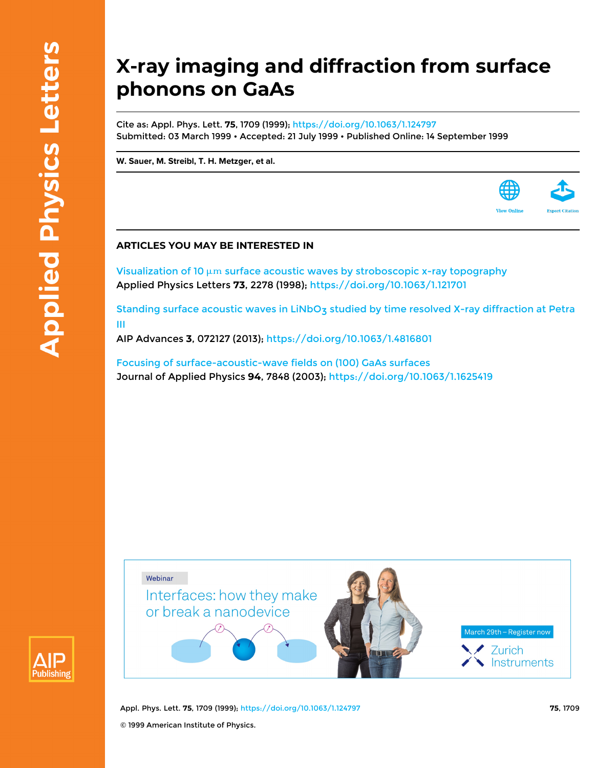# X-ray imaging and diffraction from surface phonons on GaAs

Cite as: Appl. Phys. Lett. **75**, 1709 (1999); https://doi.org/10.1063/1.124797
Submitted: 03 March 1999 • Accepted: 21 July 1999 • Published Online: 14 September 1999

**W. Sauer, M. Streibl, T. H. Metzger, et al.**

View Online

Export Citation

## ARTICLES YOU MAY BE INTERESTED IN

Visualization of 10 μm surface acoustic waves by stroboscopic x-ray topography
Applied Physics Letters **73**, 2278 (1998); https://doi.org/10.1063/1.121701

Standing surface acoustic waves in $LiNbO_3$ studied by time resolved X-ray diffraction at Petra III
AIP Advances **3**, 072127 (2013); https://doi.org/10.1063/1.4816801

Focusing of surface-acoustic-wave fields on (100) GaAs surfaces
Journal of Applied Physics **94**, 7848 (2003); https://doi.org/10.1063/1.1625419

Webinar

Interfaces: how they make or break a nanodevice

March 29th – Register now

Zurich Instruments

© 1999 American Institute of Physics.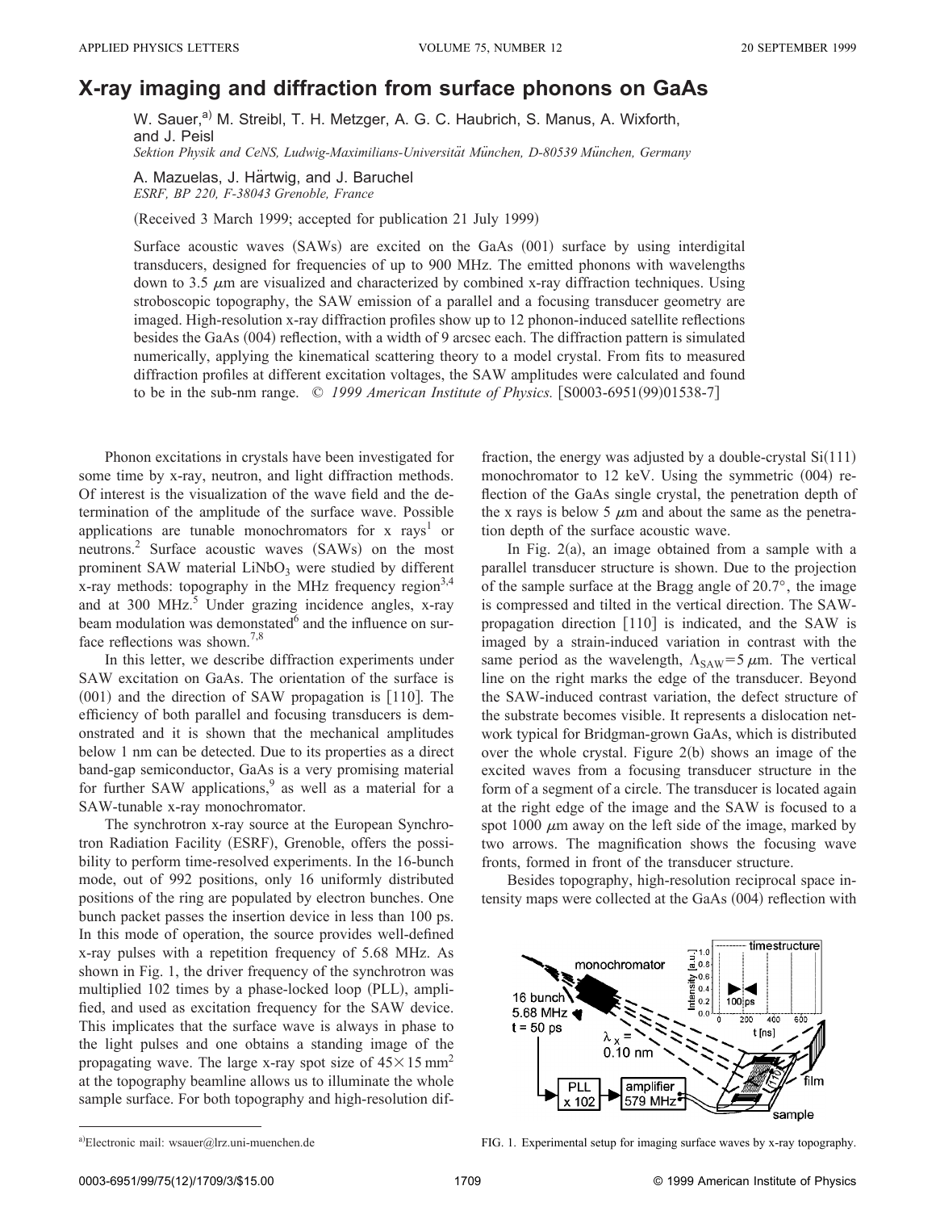# X-ray imaging and diffraction from surface phonons on GaAs

W. Sauer,[a] M. Streibl, T. H. Metzger, A. G. C. Haubrich, S. Manus, A. Wixforth, and J. Peisl

*Sektion Physik and CeNS, Ludwig-Maximilians-Universität München, D-80539 München, Germany*

A. Mazuelas, J. Härtwig, and J. Baruchel

*ESRF, BP 220, F-38043 Grenoble, France*

(Received 3 March 1999; accepted for publication 21 July 1999)

Surface acoustic waves (SAWs) are excited on the GaAs (001) surface by using interdigital transducers, designed for frequencies of up to 900 MHz. The emitted phonons with wavelengths down to 3.5 $\mu$m are visualized and characterized by combined x-ray diffraction techniques. Using stroboscopic topography, the SAW emission of a parallel and a focusing transducer geometry are imaged. High-resolution x-ray diffraction profiles show up to 12 phonon-induced satellite reflections besides the GaAs (004) reflection, with a width of 9 arcsec each. The diffraction pattern is simulated numerically, applying the kinematical scattering theory to a model crystal. From fits to measured diffraction profiles at different excitation voltages, the SAW amplitudes were calculated and found to be in the sub-nm range. © *1999 American Institute of Physics.* [S0003-6951(99)01538-7]

Phonon excitations in crystals have been investigated for some time by x-ray, neutron, and light diffraction methods. Of interest is the visualization of the wave field and the determination of the amplitude of the surface wave. Possible applications are tunable monochromators for x rays[1] or neutrons.[2] Surface acoustic waves (SAWs) on the most prominent SAW material $LiNbO_3$ were studied by different x-ray methods: topography in the MHz frequency region[3,4] and at 300 MHz.[5] Under grazing incidence angles, x-ray beam modulation was demonstated[6] and the influence on surface reflections was shown.[7,8]

In this letter, we describe diffraction experiments under SAW excitation on GaAs. The orientation of the surface is (001) and the direction of SAW propagation is [110]. The efficiency of both parallel and focusing transducers is demonstrated and it is shown that the mechanical amplitudes below 1 nm can be detected. Due to its properties as a direct band-gap semiconductor, GaAs is a very promising material for further SAW applications,[9] as well as a material for a SAW-tunable x-ray monochromator.

The synchrotron x-ray source at the European Synchrotron Radiation Facility (ESRF), Grenoble, offers the possibility to perform time-resolved experiments. In the 16-bunch mode, out of 992 positions, only 16 uniformly distributed positions of the ring are populated by electron bunches. One bunch packet passes the insertion device in less than 100 ps. In this mode of operation, the source provides well-defined x-ray pulses with a repetition frequency of 5.68 MHz. As shown in Fig. 1, the driver frequency of the synchrotron was multiplied 102 times by a phase-locked loop (PLL), amplified, and used as excitation frequency for the SAW device. This implicates that the surface wave is always in phase to the light pulses and one obtains a standing image of the propagating wave. The large x-ray spot size of $45\times15\ mm^2$ at the topography beamline allows us to illuminate the whole sample surface. For both topography and high-resolution diffraction, the energy was adjusted by a double-crystal Si(111) monochromator to 12 keV. Using the symmetric (004) reflection of the GaAs single crystal, the penetration depth of the x rays is below 5 $\mu$m and about the same as the penetration depth of the surface acoustic wave.

In Fig. 2(a), an image obtained from a sample with a parallel transducer structure is shown. Due to the projection of the sample surface at the Bragg angle of 20.7°, the image is compressed and tilted in the vertical direction. The SAW-propagation direction [110] is indicated, and the SAW is imaged by a strain-induced variation in contrast with the same period as the wavelength, $\Lambda_{SAW}=5\ \mu$m. The vertical line on the right marks the edge of the transducer. Beyond the SAW-induced contrast variation, the defect structure of the substrate becomes visible. It represents a dislocation network typical for Bridgman-grown GaAs, which is distributed over the whole crystal. Figure 2(b) shows an image of the excited waves from a focusing transducer structure in the form of a segment of a circle. The transducer is located again at the right edge of the image and the SAW is focused to a spot 1000 $\mu$m away on the left side of the image, marked by two arrows. The magnification shows the focusing wave fronts, formed in front of the transducer structure.

Besides topography, high-resolution reciprocal space intensity maps were collected at the GaAs (004) reflection with

FIG. 1. Experimental setup for imaging surface waves by x-ray topography.

[a]Electronic mail: wsauer@lrz.uni-muenchen.de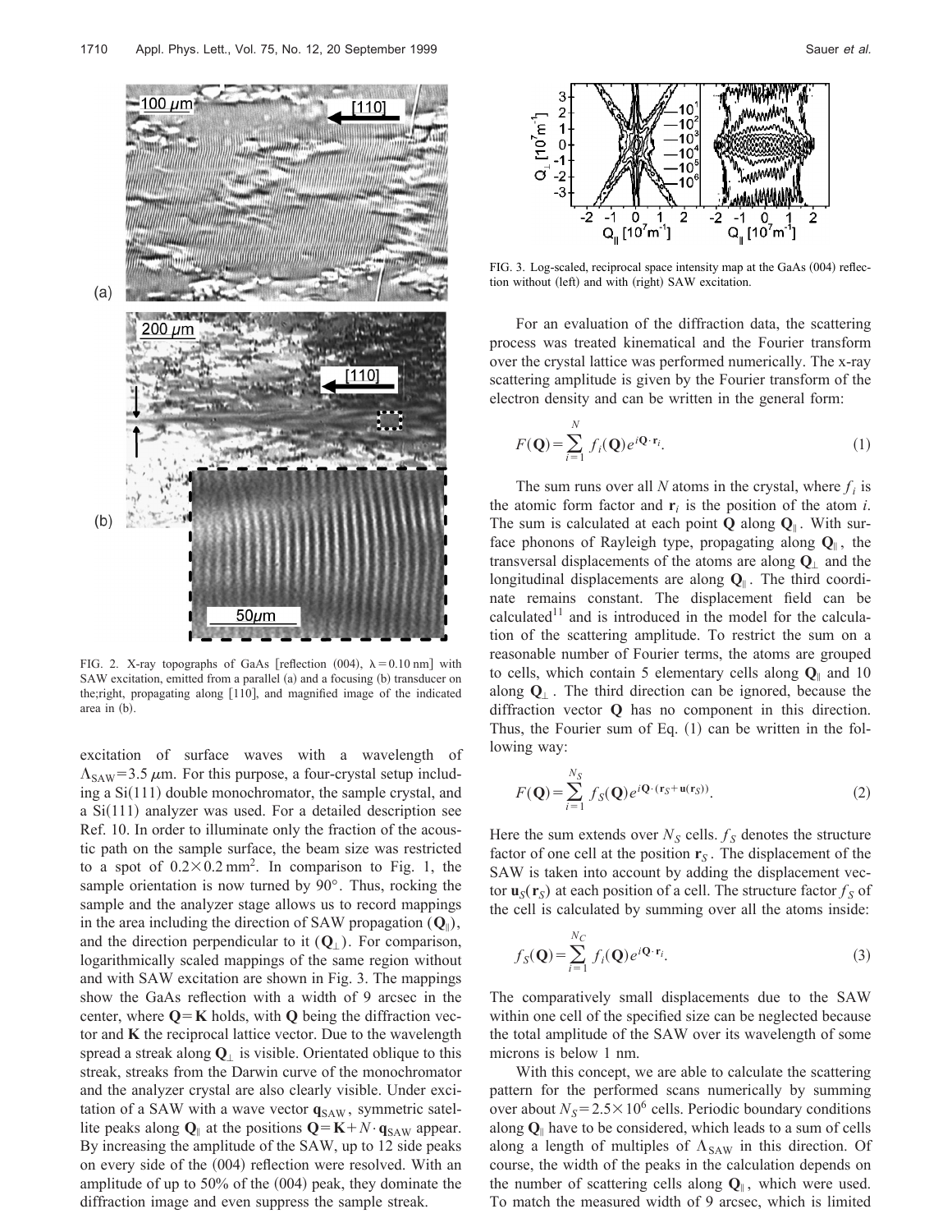FIG. 2. X-ray topographs of GaAs [reflection (004), $\lambda = 0.10$ nm] with SAW excitation, emitted from a parallel (a) and a focusing (b) transducer on the;right, propagating along [110], and magnified image of the indicated area in (b).

excitation of surface waves with a wavelength of $\Lambda_{SAW} = 3.5\ \mu$m. For this purpose, a four-crystal setup including a Si(111) double monochromator, the sample crystal, and a Si(111) analyzer was used. For a detailed description see Ref. 10. In order to illuminate only the fraction of the acoustic path on the sample surface, the beam size was restricted to a spot of $0.2 \times 0.2\ \text{mm}^2$. In comparison to Fig. 1, the sample orientation is now turned by 90°. Thus, rocking the sample and the analyzer stage allows us to record mappings in the area including the direction of SAW propagation ($\mathbf{Q}_{\parallel}$), and the direction perpendicular to it ($\mathbf{Q}_{\perp}$). For comparison, logarithmically scaled mappings of the same region without and with SAW excitation are shown in Fig. 3. The mappings show the GaAs reflection with a width of 9 arcsec in the center, where $\mathbf{Q} = \mathbf{K}$ holds, with $\mathbf{Q}$ being the diffraction vector and $\mathbf{K}$ the reciprocal lattice vector. Due to the wavelength spread a streak along $\mathbf{Q}_{\perp}$ is visible. Orientated oblique to this streak, streaks from the Darwin curve of the monochromator and the analyzer crystal are also clearly visible. Under excitation of a SAW with a wave vector $\mathbf{q}_{SAW}$, symmetric satellite peaks along $\mathbf{Q}_{\parallel}$ at the positions $\mathbf{Q} = \mathbf{K} + N \cdot \mathbf{q}_{SAW}$ appear. By increasing the amplitude of the SAW, up to 12 side peaks on every side of the (004) reflection were resolved. With an amplitude of up to 50% of the (004) peak, they dominate the diffraction image and even suppress the sample streak.

FIG. 3. Log-scaled, reciprocal space intensity map at the GaAs (004) reflection without (left) and with (right) SAW excitation.

For an evaluation of the diffraction data, the scattering process was treated kinematical and the Fourier transform over the crystal lattice was performed numerically. The x-ray scattering amplitude is given by the Fourier transform of the electron density and can be written in the general form:

$$F(\mathbf{Q}) = \sum_{i=1}^{N} f_i(\mathbf{Q}) e^{i\mathbf{Q}\cdot\mathbf{r}_i}. \tag{1}$$

The sum runs over all $N$ atoms in the crystal, where $f_i$ is the atomic form factor and $\mathbf{r}_i$ is the position of the atom $i$. The sum is calculated at each point $\mathbf{Q}$ along $\mathbf{Q}_{\parallel}$. With surface phonons of Rayleigh type, propagating along $\mathbf{Q}_{\parallel}$, the transversal displacements of the atoms are along $\mathbf{Q}_{\perp}$ and the longitudinal displacements are along $\mathbf{Q}_{\parallel}$. The third coordinate remains constant. The displacement field can be calculated[11] and is introduced in the model for the calculation of the scattering amplitude. To restrict the sum on a reasonable number of Fourier terms, the atoms are grouped to cells, which contain 5 elementary cells along $\mathbf{Q}_{\parallel}$ and 10 along $\mathbf{Q}_{\perp}$. The third direction can be ignored, because the diffraction vector $\mathbf{Q}$ has no component in this direction. Thus, the Fourier sum of Eq. (1) can be written in the following way:

$$F(\mathbf{Q}) = \sum_{i=1}^{N_S} f_S(\mathbf{Q}) e^{i\mathbf{Q}\cdot(\mathbf{r}_S + \mathbf{u}(\mathbf{r}_S))}. \tag{2}$$

Here the sum extends over $N_S$ cells. $f_S$ denotes the structure factor of one cell at the position $\mathbf{r}_S$. The displacement of the SAW is taken into account by adding the displacement vector $\mathbf{u}_S(\mathbf{r}_S)$ at each position of a cell. The structure factor $f_S$ of the cell is calculated by summing over all the atoms inside:

$$f_S(\mathbf{Q}) = \sum_{i=1}^{N_C} f_i(\mathbf{Q}) e^{i\mathbf{Q}\cdot\mathbf{r}_i}. \tag{3}$$

The comparatively small displacements due to the SAW within one cell of the specified size can be neglected because the total amplitude of the SAW over its wavelength of some microns is below 1 nm.

With this concept, we are able to calculate the scattering pattern for the performed scans numerically by summing over about $N_S = 2.5 \times 10^6$ cells. Periodic boundary conditions along $\mathbf{Q}_{\parallel}$ have to be considered, which leads to a sum of cells along a length of multiples of $\Lambda_{SAW}$ in this direction. Of course, the width of the peaks in the calculation depends on the number of scattering cells along $\mathbf{Q}_{\parallel}$, which were used. To match the measured width of 9 arcsec, which is limited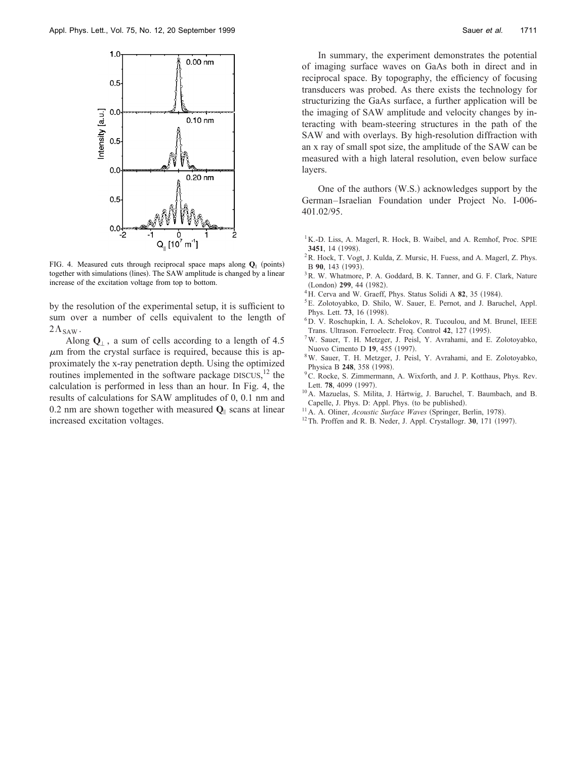1.0

0.00 nm

0.5

Intensity [a.u.]

0.0

0.10 nm

0.5

0.0

0.20 nm

0.5

0.0

-2 -1 0 1 2

$Q_{\|}$ [$10^7$ m$^{-1}$]

FIG. 4. Measured cuts through reciprocal space maps along $\mathbf{Q}_{\|}$ (points) together with simulations (lines). The SAW amplitude is changed by a linear increase of the excitation voltage from top to bottom.

by the resolution of the experimental setup, it is sufficient to sum over a number of cells equivalent to the length of $2\Lambda_{\mathrm{SAW}}$.

Along $\mathbf{Q}_{\perp}$, a sum of cells according to a length of 4.5 $\mu$m from the crystal surface is required, because this is approximately the x-ray penetration depth. Using the optimized routines implemented in the software package DISCUS,[12] the calculation is performed in less than an hour. In Fig. 4, the results of calculations for SAW amplitudes of 0, 0.1 nm and 0.2 nm are shown together with measured $\mathbf{Q}_{\|}$ scans at linear increased excitation voltages.

In summary, the experiment demonstrates the potential of imaging surface waves on GaAs both in direct and in reciprocal space. By topography, the efficiency of focusing transducers was probed. As there exists the technology for structurizing the GaAs surface, a further application will be the imaging of SAW amplitude and velocity changes by interacting with beam-steering structures in the path of the SAW and with overlays. By high-resolution diffraction with an x ray of small spot size, the amplitude of the SAW can be measured with a high lateral resolution, even below surface layers.

One of the authors (W.S.) acknowledges support by the German–Israelian Foundation under Project No. I-006-401.02/95.

[1] K.-D. Liss, A. Magerl, R. Hock, B. Waibel, and A. Remhof, Proc. SPIE **3451**, 14 (1998).

[2] R. Hock, T. Vogt, J. Kulda, Z. Mursic, H. Fuess, and A. Magerl, Z. Phys. B **90**, 143 (1993).

[3] R. W. Whatmore, P. A. Goddard, B. K. Tanner, and G. F. Clark, Nature (London) **299**, 44 (1982).

[4] H. Cerva and W. Graeff, Phys. Status Solidi A **82**, 35 (1984).

[5] E. Zolotoyabko, D. Shilo, W. Sauer, E. Pernot, and J. Baruchel, Appl. Phys. Lett. **73**, 16 (1998).

[6] D. V. Roschupkin, I. A. Schelokov, R. Tucoulou, and M. Brunel, IEEE Trans. Ultrason. Ferroelectr. Freq. Control **42**, 127 (1995).

[7] W. Sauer, T. H. Metzger, J. Peisl, Y. Avrahami, and E. Zolotoyabko, Nuovo Cimento D **19**, 455 (1997).

[8] W. Sauer, T. H. Metzger, J. Peisl, Y. Avrahami, and E. Zolotoyabko, Physica B **248**, 358 (1998).

[9] C. Rocke, S. Zimmermann, A. Wixforth, and J. P. Kotthaus, Phys. Rev. Lett. **78**, 4099 (1997).

[10] A. Mazuelas, S. Milita, J. Härtwig, J. Baruchel, T. Baumbach, and B. Capelle, J. Phys. D: Appl. Phys. (to be published).

[11] A. A. Oliner, *Acoustic Surface Waves* (Springer, Berlin, 1978).

[12] Th. Proffen and R. B. Neder, J. Appl. Crystallogr. **30**, 171 (1997).